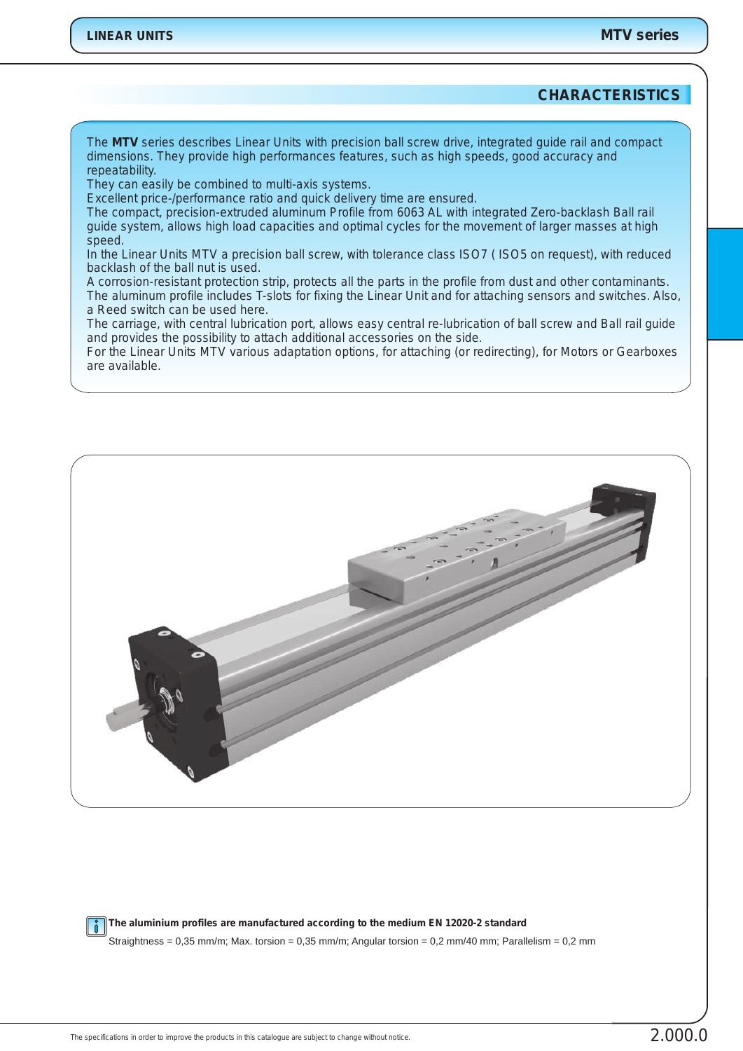## CHARACTERISTICS

The **MTV** series describes Linear Units with precision ball screw drive, integrated guide rail and compact dimensions. They provide high performances features, such as high speeds, good accuracy and repeatability.
They can easily be combined to multi-axis systems.
Excellent price-/performance ratio and quick delivery time are ensured.
The compact, precision-extruded aluminum Profile from 6063 AL with integrated Zero-backlash Ball rail guide system, allows high load capacities and optimal cycles for the movement of larger masses at high speed.
In the Linear Units MTV a precision ball screw, with tolerance class ISO7 ( ISO5 on request), with reduced backlash of the ball nut is used.
A corrosion-resistant protection strip, protects all the parts in the profile from dust and other contaminants.
The aluminum profile includes T-slots for fixing the Linear Unit and for attaching sensors and switches. Also, a Reed switch can be used here.
The carriage, with central lubrication port, allows easy central re-lubrication of ball screw and Ball rail guide and provides the possibility to attach additional accessories on the side.
For the Linear Units MTV various adaptation options, for attaching (or redirecting), for Motors or Gearboxes are available.

**The aluminium profiles are manufactured according to the medium EN 12020-2 standard**

Straightness = 0,35 mm/m; Max. torsion = 0,35 mm/m; Angular torsion = 0,2 mm/40 mm; Parallelism = 0,2 mm

The specifications in order to improve the products in this catalogue are subject to change without notice.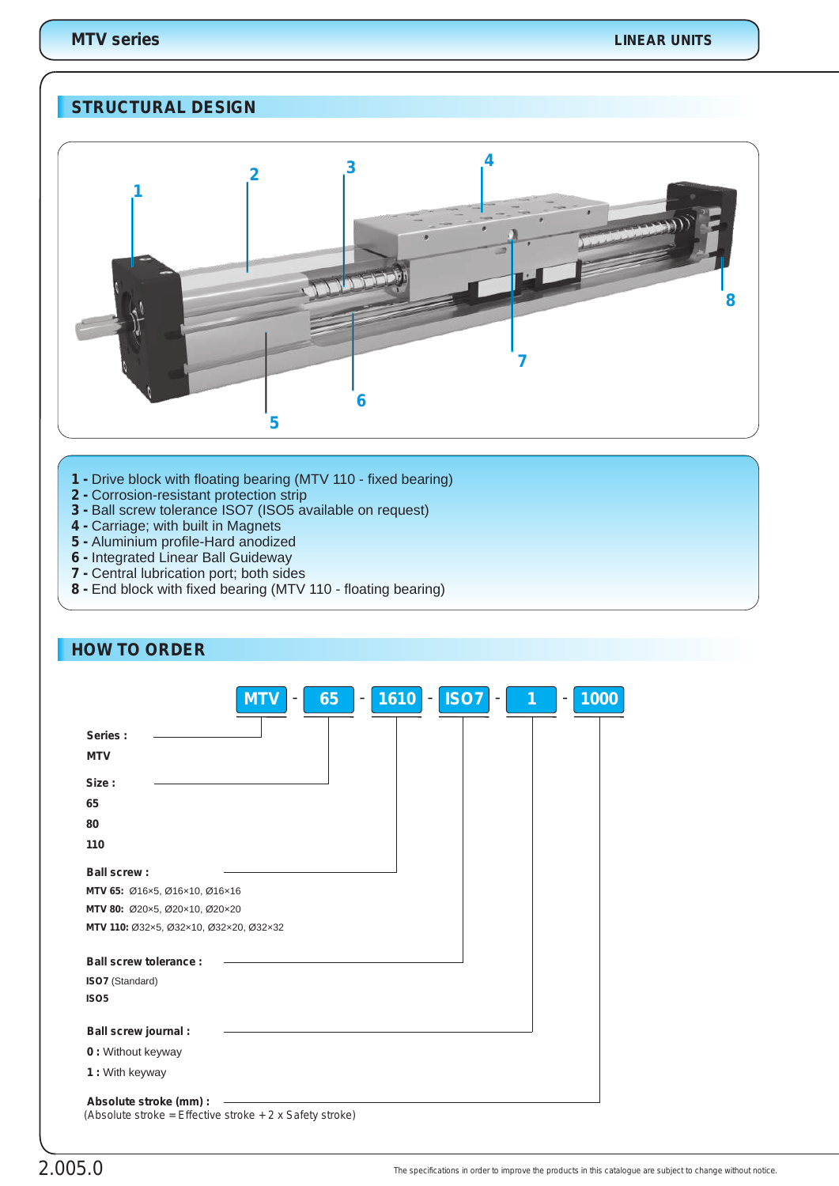## STRUCTURAL DESIGN

**1 -** Drive block with floating bearing (MTV 110 - fixed bearing)
**2 -** Corrosion-resistant protection strip
**3 -** Ball screw tolerance ISO7 (ISO5 available on request)
**4 -** Carriage; with built in Magnets
**5 -** Aluminium profile-Hard anodized
**6 -** Integrated Linear Ball Guideway
**7 -** Central lubrication port; both sides
**8 -** End block with fixed bearing (MTV 110 - floating bearing)

## HOW TO ORDER

**MTV** - **65** - **1610** - **ISO7** - **1** - **1000**

**Series :**
**MTV**

**Size :**
**65**
**80**
**110**

**Ball screw :**
**MTV 65:** Ø16×5, Ø16×10, Ø16×16
**MTV 80:** Ø20×5, Ø20×10, Ø20×20
**MTV 110:** Ø32×5, Ø32×10, Ø32×20, Ø32×32

**Ball screw tolerance :**
**ISO7** (Standard)
**ISO5**

**Ball screw journal :**
**0 :** Without keyway
**1 :** With keyway

**Absolute stroke (mm) :**
(Absolute stroke = Effective stroke + 2 x Safety stroke)

The specifications in order to improve the products in this catalogue are subject to change without notice.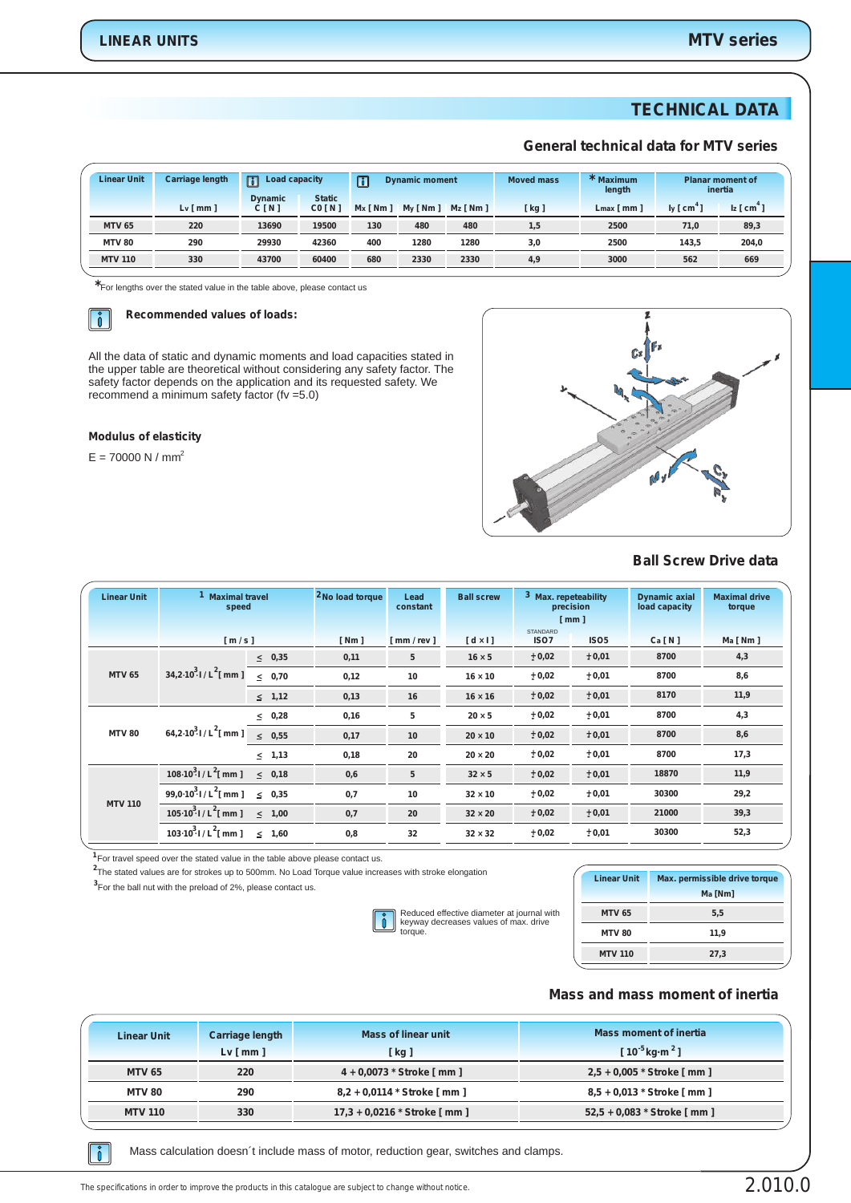# TECHNICAL DATA

## General technical data for MTV series

| Linear Unit | Carriage length | Load capacity | | Dynamic moment | | | Moved mass | * Maximum length | Planar moment of inertia | |
|---|---|---|---|---|---|---|---|---|---|---|
| | Lv [ mm ] | Dynamic C [ N ] | Static C0 [ N ] | Mx [ Nm ] | My [ Nm ] | Mz [ Nm ] | [ kg ] | Lmax [ mm ] | Iy [ $cm^4$ ] | Iz [ $cm^4$ ] |
| MTV 65 | 220 | 13690 | 19500 | 130 | 480 | 480 | 1,5 | 2500 | 71,0 | 89,3 |
| MTV 80 | 290 | 29930 | 42360 | 400 | 1280 | 1280 | 3,0 | 2500 | 143,5 | 204,0 |
| MTV 110 | 330 | 43700 | 60400 | 680 | 2330 | 2330 | 4,9 | 3000 | 562 | 669 |

*For lengths over the stated value in the table above, please contact us

### Recommended values of loads:

All the data of static and dynamic moments and load capacities stated in the upper table are theoretical without considering any safety factor. The safety factor depends on the application and its requested safety. We recommend a minimum safety factor (fv =5.0)

### Modulus of elasticity

E = 70000 N / $mm^2$

## Ball Screw Drive data

| Linear Unit | [1] Maximal travel speed [ m / s ] | | [2] No load torque [ Nm ] | Lead constant [ mm / rev ] | Ball screw [ d × l ] | [3] Max. repeteability precision [ mm ] STANDARD ISO7 | ISO5 | Dynamic axial load capacity Ca [ N ] | Maximal drive torque Ma [ Nm ] |
|---|---|---|---|---|---|---|---|---|---|
| MTV 65 | $34{,}2 \cdot 10^3 \cdot l / L^2$ [ mm ] | ≤ 0,35 | 0,11 | 5 | 16 × 5 | ± 0,02 | ± 0,01 | 8700 | 4,3 |
| | | ≤ 0,70 | 0,12 | 10 | 16 × 10 | ± 0,02 | ± 0,01 | 8700 | 8,6 |
| | | ≤ 1,12 | 0,13 | 16 | 16 × 16 | ± 0,02 | ± 0,01 | 8170 | 11,9 |
| MTV 80 | $64{,}2 \cdot 10^3 \cdot l / L^2$ [ mm ] | ≤ 0,28 | 0,16 | 5 | 20 × 5 | ± 0,02 | ± 0,01 | 8700 | 4,3 |
| | | ≤ 0,55 | 0,17 | 10 | 20 × 10 | ± 0,02 | ± 0,01 | 8700 | 8,6 |
| | | ≤ 1,13 | 0,18 | 20 | 20 × 20 | ± 0,02 | ± 0,01 | 8700 | 17,3 |
| MTV 110 | $108 \cdot 10^3 \cdot l / L^2$ [ mm ] | ≤ 0,18 | 0,6 | 5 | 32 × 5 | ± 0,02 | ± 0,01 | 18870 | 11,9 |
| | $99{,}0 \cdot 10^3 \cdot l / L^2$ [ mm ] | ≤ 0,35 | 0,7 | 10 | 32 × 10 | ± 0,02 | ± 0,01 | 30300 | 29,2 |
| | $105 \cdot 10^3 \cdot l / L^2$ [ mm ] | ≤ 1,00 | 0,7 | 20 | 32 × 20 | ± 0,02 | ± 0,01 | 21000 | 39,3 |
| | $103 \cdot 10^3 \cdot l / L^2$ [ mm ] | ≤ 1,60 | 0,8 | 32 | 32 × 32 | ± 0,02 | ± 0,01 | 30300 | 52,3 |

[1] For travel speed over the stated value in the table above please contact us.
[2] The stated values are for strokes up to 500mm. No Load Torque value increases with stroke elongation
[3] For the ball nut with the preload of 2%, please contact us.

Reduced effective diameter at journal with keyway decreases values of max. drive torque.

| Linear Unit | Max. permissible drive torque Ma [Nm] |
|---|---|
| MTV 65 | 5,5 |
| MTV 80 | 11,9 |
| MTV 110 | 27,3 |

## Mass and mass moment of inertia

| Linear Unit | Carriage length Lv [ mm ] | Mass of linear unit [ kg ] | Mass moment of inertia [ $10^{-5}$ kg·$m^2$ ] |
|---|---|---|---|
| MTV 65 | 220 | 4 + 0,0073 * Stroke [ mm ] | 2,5 + 0,005 * Stroke [ mm ] |
| MTV 80 | 290 | 8,2 + 0,0114 * Stroke [ mm ] | 8,5 + 0,013 * Stroke [ mm ] |
| MTV 110 | 330 | 17,3 + 0,0216 * Stroke [ mm ] | 52,5 + 0,083 * Stroke [ mm ] |

Mass calculation doesn´t include mass of motor, reduction gear, switches and clamps.

The specifications in order to improve the products in this catalogue are subject to change without notice.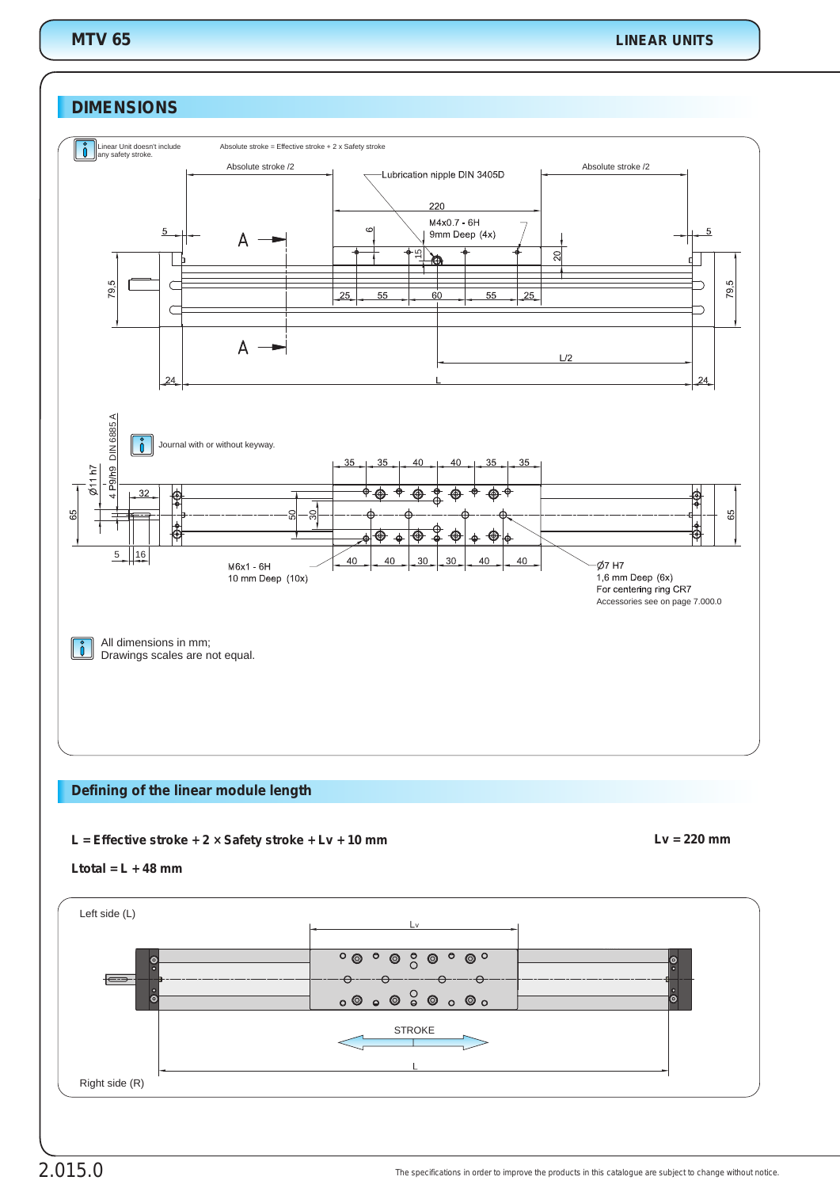## DIMENSIONS

Linear Unit doesn't include any safety stroke.

Absolute stroke = Effective stroke + 2 x Safety stroke

Absolute stroke /2

Lubrication nipple DIN 3405D

Absolute stroke /2

220

M4x0.7 - 6H
9mm Deep (4x)

Journal with or without keyway.

4 P9/h9 DIN 6885 A

Ø11 h7

M6x1 - 6H
10 mm Deep (10x)

Ø7 H7
1,6 mm Deep (6x)
For centering ring CR7
Accessories see on page 7.000.0

All dimensions in mm;
Drawings scales are not equal.

## Defining of the linear module length

**L = Effective stroke + 2 × Safety stroke + Lv + 10 mm**

**Lv = 220 mm**

**Ltotal = L + 48 mm**

Left side (L)

Lv

STROKE

L

Right side (R)

The specifications in order to improve the products in this catalogue are subject to change without notice.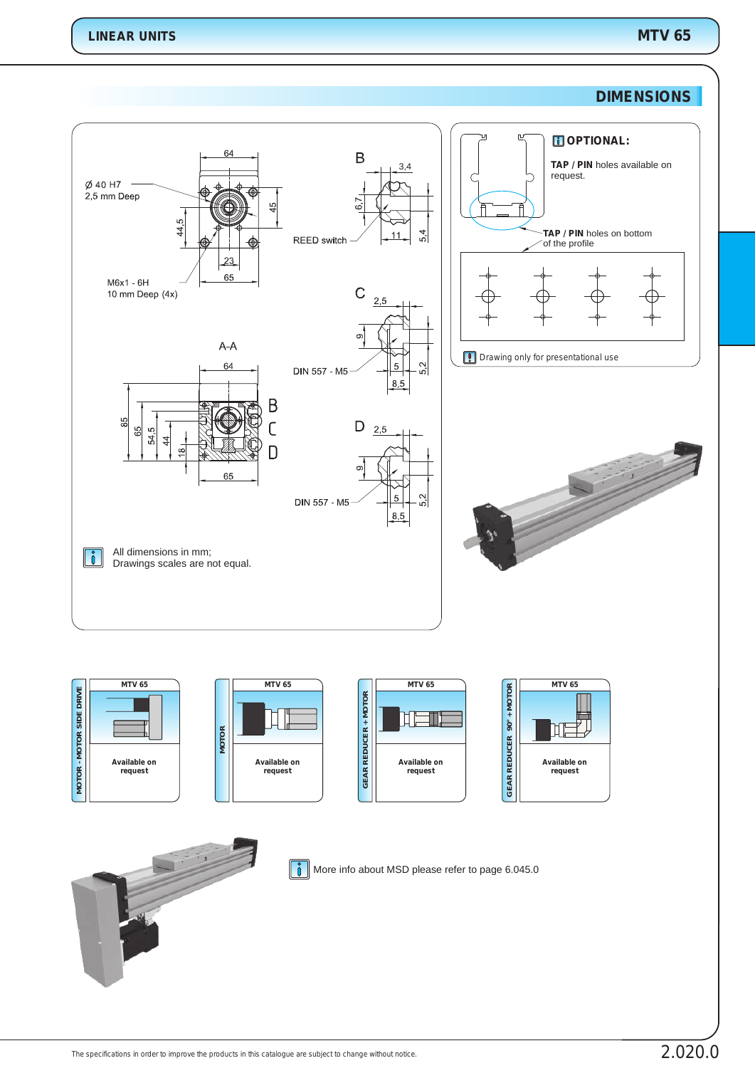## DIMENSIONS

Ø 40 H7
2,5 mm Deep

M6x1 - 6H
10 mm Deep (4x)

64
45
44,5
23
65

B
3,4
6,7
REED switch
11
5,4

C
2,5
9
DIN 557 - M5
5
5,2
8,5

D
2,5
9
DIN 557 - M5
5
5,2
8,5

A-A
64
85
65
54,5
44
18
65
B
C
D

All dimensions in mm;
Drawings scales are not equal.

**OPTIONAL:**

**TAP** / **PIN** holes available on request.

**TAP** / **PIN** holes on bottom of the profile

Drawing only for presentational use

| MOTOR - MOTOR SIDE DRIVE | MOTOR | GEAR REDUCER + MOTOR | GEAR REDUCER 90° + MOTOR |
|---|---|---|---|
| MTV 65 | MTV 65 | MTV 65 | MTV 65 |
| Available on request | Available on request | Available on request | Available on request |

More info about MSD please refer to page 6.045.0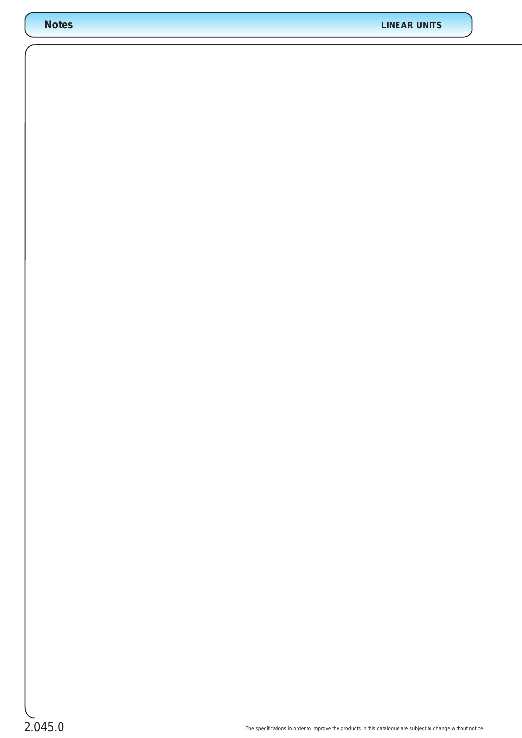# Notes